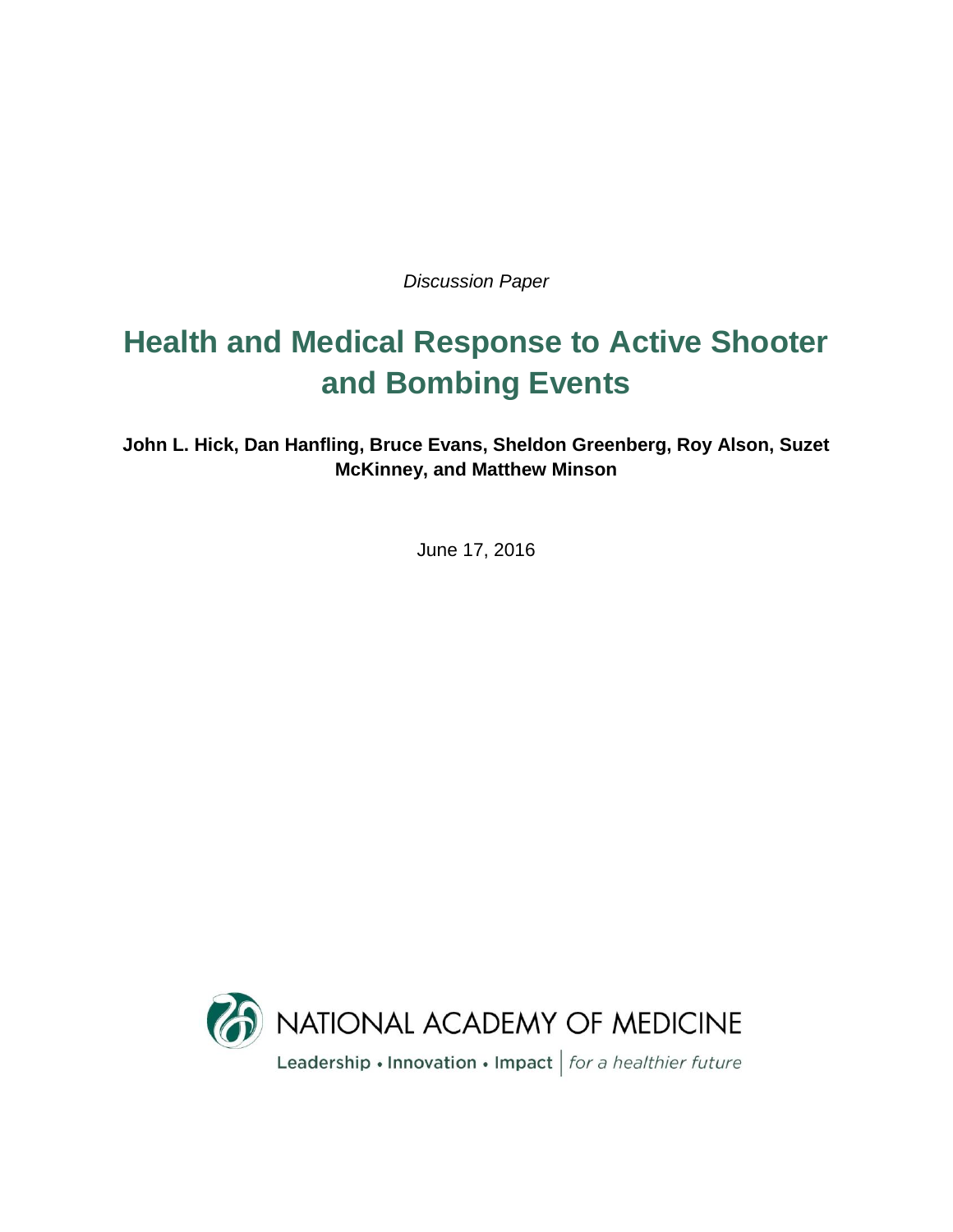*Discussion Paper*

# Health and Medical Response to Active Shooter and Bombing Events

**John L. Hick, Dan Hanfling, Bruce Evans, Sheldon Greenberg, Roy Alson, Suzet McKinney, and Matthew Minson**

June 17, 2016

NATIONAL ACADEMY OF MEDICINE

Leadership • Innovation • Impact | *for a healthier future*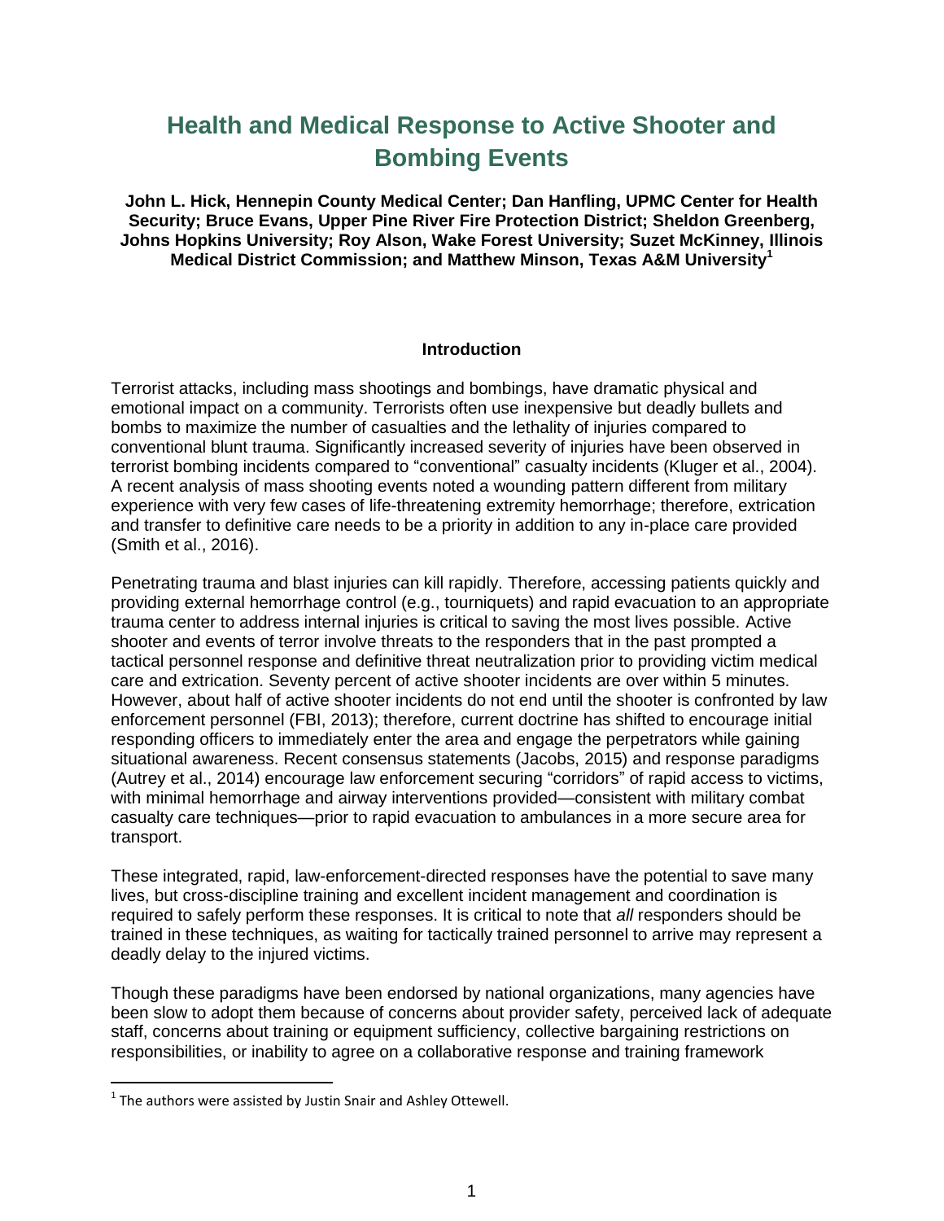# Health and Medical Response to Active Shooter and Bombing Events

**John L. Hick, Hennepin County Medical Center; Dan Hanfling, UPMC Center for Health Security; Bruce Evans, Upper Pine River Fire Protection District; Sheldon Greenberg, Johns Hopkins University; Roy Alson, Wake Forest University; Suzet McKinney, Illinois Medical District Commission; and Matthew Minson, Texas A&M University[1]**

## Introduction

Terrorist attacks, including mass shootings and bombings, have dramatic physical and emotional impact on a community. Terrorists often use inexpensive but deadly bullets and bombs to maximize the number of casualties and the lethality of injuries compared to conventional blunt trauma. Significantly increased severity of injuries have been observed in terrorist bombing incidents compared to "conventional" casualty incidents (Kluger et al., 2004). A recent analysis of mass shooting events noted a wounding pattern different from military experience with very few cases of life-threatening extremity hemorrhage; therefore, extrication and transfer to definitive care needs to be a priority in addition to any in-place care provided (Smith et al., 2016).

Penetrating trauma and blast injuries can kill rapidly. Therefore, accessing patients quickly and providing external hemorrhage control (e.g., tourniquets) and rapid evacuation to an appropriate trauma center to address internal injuries is critical to saving the most lives possible. Active shooter and events of terror involve threats to the responders that in the past prompted a tactical personnel response and definitive threat neutralization prior to providing victim medical care and extrication. Seventy percent of active shooter incidents are over within 5 minutes. However, about half of active shooter incidents do not end until the shooter is confronted by law enforcement personnel (FBI, 2013); therefore, current doctrine has shifted to encourage initial responding officers to immediately enter the area and engage the perpetrators while gaining situational awareness. Recent consensus statements (Jacobs, 2015) and response paradigms (Autrey et al., 2014) encourage law enforcement securing "corridors" of rapid access to victims, with minimal hemorrhage and airway interventions provided—consistent with military combat casualty care techniques—prior to rapid evacuation to ambulances in a more secure area for transport.

These integrated, rapid, law-enforcement-directed responses have the potential to save many lives, but cross-discipline training and excellent incident management and coordination is required to safely perform these responses. It is critical to note that *all* responders should be trained in these techniques, as waiting for tactically trained personnel to arrive may represent a deadly delay to the injured victims.

Though these paradigms have been endorsed by national organizations, many agencies have been slow to adopt them because of concerns about provider safety, perceived lack of adequate staff, concerns about training or equipment sufficiency, collective bargaining restrictions on responsibilities, or inability to agree on a collaborative response and training framework

[1] The authors were assisted by Justin Snair and Ashley Ottewell.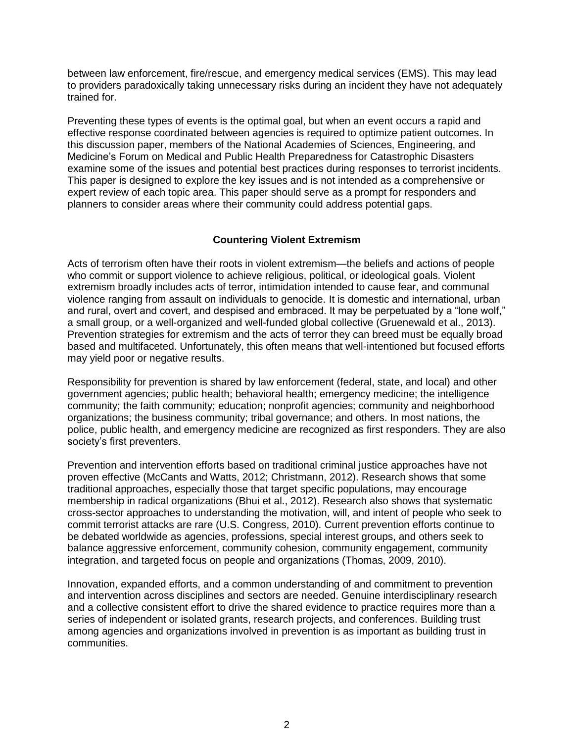between law enforcement, fire/rescue, and emergency medical services (EMS). This may lead to providers paradoxically taking unnecessary risks during an incident they have not adequately trained for.

Preventing these types of events is the optimal goal, but when an event occurs a rapid and effective response coordinated between agencies is required to optimize patient outcomes. In this discussion paper, members of the National Academies of Sciences, Engineering, and Medicine's Forum on Medical and Public Health Preparedness for Catastrophic Disasters examine some of the issues and potential best practices during responses to terrorist incidents. This paper is designed to explore the key issues and is not intended as a comprehensive or expert review of each topic area. This paper should serve as a prompt for responders and planners to consider areas where their community could address potential gaps.

## Countering Violent Extremism

Acts of terrorism often have their roots in violent extremism—the beliefs and actions of people who commit or support violence to achieve religious, political, or ideological goals. Violent extremism broadly includes acts of terror, intimidation intended to cause fear, and communal violence ranging from assault on individuals to genocide. It is domestic and international, urban and rural, overt and covert, and despised and embraced. It may be perpetuated by a "lone wolf," a small group, or a well-organized and well-funded global collective (Gruenewald et al., 2013). Prevention strategies for extremism and the acts of terror they can breed must be equally broad based and multifaceted. Unfortunately, this often means that well-intentioned but focused efforts may yield poor or negative results.

Responsibility for prevention is shared by law enforcement (federal, state, and local) and other government agencies; public health; behavioral health; emergency medicine; the intelligence community; the faith community; education; nonprofit agencies; community and neighborhood organizations; the business community; tribal governance; and others. In most nations, the police, public health, and emergency medicine are recognized as first responders. They are also society's first preventers.

Prevention and intervention efforts based on traditional criminal justice approaches have not proven effective (McCants and Watts, 2012; Christmann, 2012). Research shows that some traditional approaches, especially those that target specific populations, may encourage membership in radical organizations (Bhui et al., 2012). Research also shows that systematic cross-sector approaches to understanding the motivation, will, and intent of people who seek to commit terrorist attacks are rare (U.S. Congress, 2010). Current prevention efforts continue to be debated worldwide as agencies, professions, special interest groups, and others seek to balance aggressive enforcement, community cohesion, community engagement, community integration, and targeted focus on people and organizations (Thomas, 2009, 2010).

Innovation, expanded efforts, and a common understanding of and commitment to prevention and intervention across disciplines and sectors are needed. Genuine interdisciplinary research and a collective consistent effort to drive the shared evidence to practice requires more than a series of independent or isolated grants, research projects, and conferences. Building trust among agencies and organizations involved in prevention is as important as building trust in communities.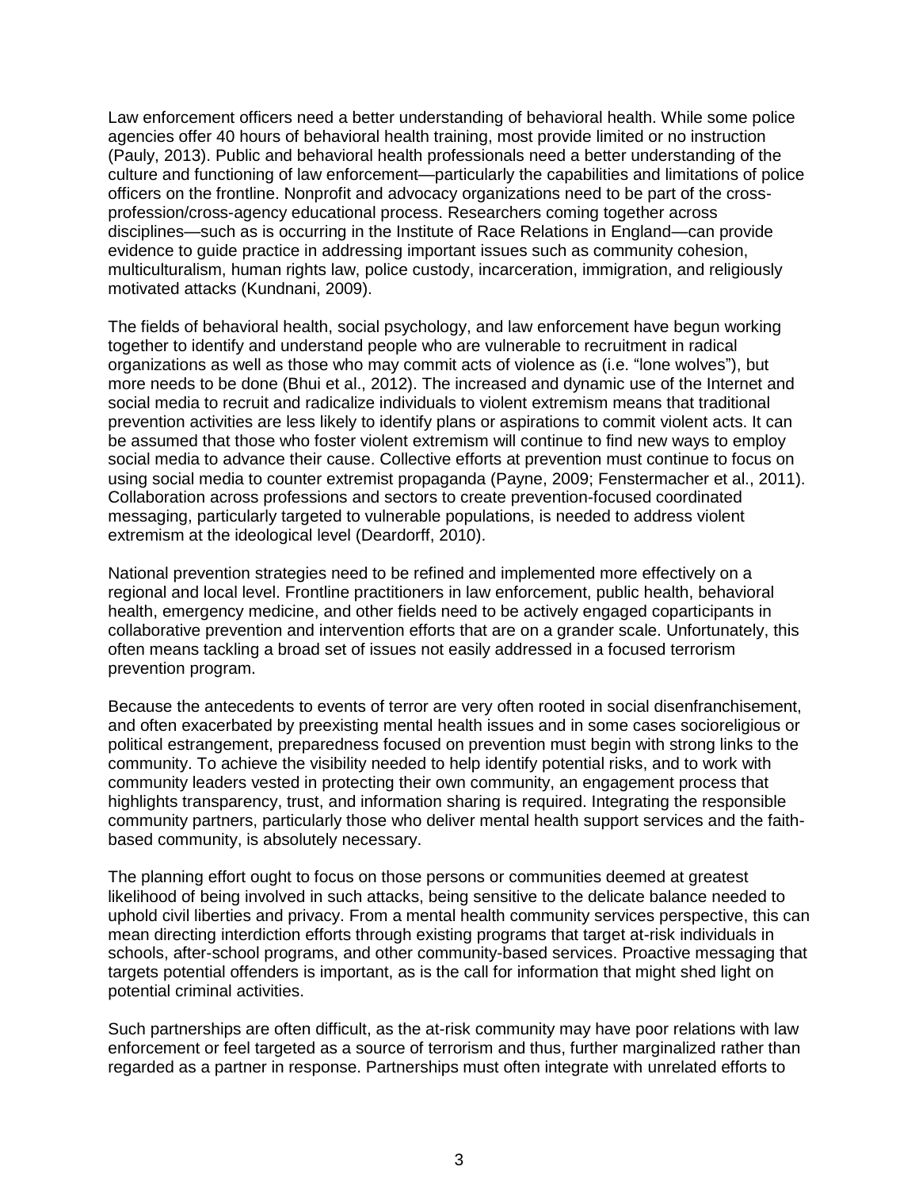Law enforcement officers need a better understanding of behavioral health. While some police agencies offer 40 hours of behavioral health training, most provide limited or no instruction (Pauly, 2013). Public and behavioral health professionals need a better understanding of the culture and functioning of law enforcement—particularly the capabilities and limitations of police officers on the frontline. Nonprofit and advocacy organizations need to be part of the cross-profession/cross-agency educational process. Researchers coming together across disciplines—such as is occurring in the Institute of Race Relations in England—can provide evidence to guide practice in addressing important issues such as community cohesion, multiculturalism, human rights law, police custody, incarceration, immigration, and religiously motivated attacks (Kundnani, 2009).

The fields of behavioral health, social psychology, and law enforcement have begun working together to identify and understand people who are vulnerable to recruitment in radical organizations as well as those who may commit acts of violence as (i.e. "lone wolves"), but more needs to be done (Bhui et al., 2012). The increased and dynamic use of the Internet and social media to recruit and radicalize individuals to violent extremism means that traditional prevention activities are less likely to identify plans or aspirations to commit violent acts. It can be assumed that those who foster violent extremism will continue to find new ways to employ social media to advance their cause. Collective efforts at prevention must continue to focus on using social media to counter extremist propaganda (Payne, 2009; Fenstermacher et al., 2011). Collaboration across professions and sectors to create prevention-focused coordinated messaging, particularly targeted to vulnerable populations, is needed to address violent extremism at the ideological level (Deardorff, 2010).

National prevention strategies need to be refined and implemented more effectively on a regional and local level. Frontline practitioners in law enforcement, public health, behavioral health, emergency medicine, and other fields need to be actively engaged coparticipants in collaborative prevention and intervention efforts that are on a grander scale. Unfortunately, this often means tackling a broad set of issues not easily addressed in a focused terrorism prevention program.

Because the antecedents to events of terror are very often rooted in social disenfranchisement, and often exacerbated by preexisting mental health issues and in some cases socioreligious or political estrangement, preparedness focused on prevention must begin with strong links to the community. To achieve the visibility needed to help identify potential risks, and to work with community leaders vested in protecting their own community, an engagement process that highlights transparency, trust, and information sharing is required. Integrating the responsible community partners, particularly those who deliver mental health support services and the faith-based community, is absolutely necessary.

The planning effort ought to focus on those persons or communities deemed at greatest likelihood of being involved in such attacks, being sensitive to the delicate balance needed to uphold civil liberties and privacy. From a mental health community services perspective, this can mean directing interdiction efforts through existing programs that target at-risk individuals in schools, after-school programs, and other community-based services. Proactive messaging that targets potential offenders is important, as is the call for information that might shed light on potential criminal activities.

Such partnerships are often difficult, as the at-risk community may have poor relations with law enforcement or feel targeted as a source of terrorism and thus, further marginalized rather than regarded as a partner in response. Partnerships must often integrate with unrelated efforts to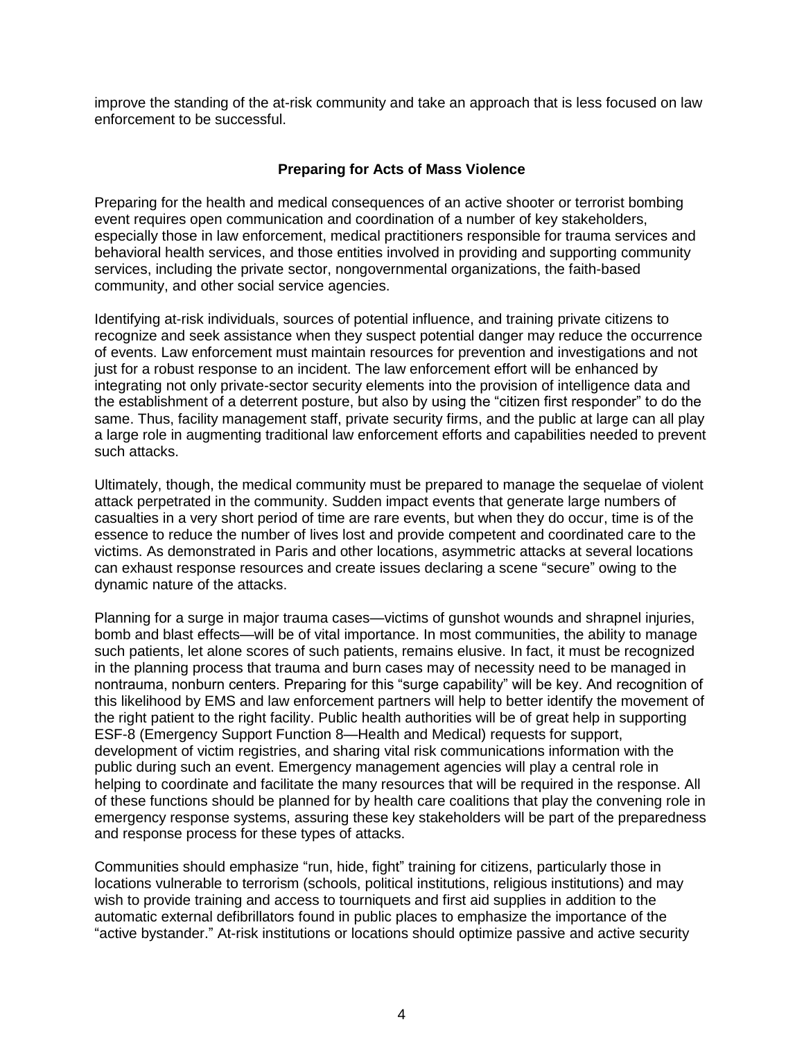improve the standing of the at-risk community and take an approach that is less focused on law enforcement to be successful.

## Preparing for Acts of Mass Violence

Preparing for the health and medical consequences of an active shooter or terrorist bombing event requires open communication and coordination of a number of key stakeholders, especially those in law enforcement, medical practitioners responsible for trauma services and behavioral health services, and those entities involved in providing and supporting community services, including the private sector, nongovernmental organizations, the faith-based community, and other social service agencies.

Identifying at-risk individuals, sources of potential influence, and training private citizens to recognize and seek assistance when they suspect potential danger may reduce the occurrence of events. Law enforcement must maintain resources for prevention and investigations and not just for a robust response to an incident. The law enforcement effort will be enhanced by integrating not only private-sector security elements into the provision of intelligence data and the establishment of a deterrent posture, but also by using the "citizen first responder" to do the same. Thus, facility management staff, private security firms, and the public at large can all play a large role in augmenting traditional law enforcement efforts and capabilities needed to prevent such attacks.

Ultimately, though, the medical community must be prepared to manage the sequelae of violent attack perpetrated in the community. Sudden impact events that generate large numbers of casualties in a very short period of time are rare events, but when they do occur, time is of the essence to reduce the number of lives lost and provide competent and coordinated care to the victims. As demonstrated in Paris and other locations, asymmetric attacks at several locations can exhaust response resources and create issues declaring a scene "secure" owing to the dynamic nature of the attacks.

Planning for a surge in major trauma cases—victims of gunshot wounds and shrapnel injuries, bomb and blast effects—will be of vital importance. In most communities, the ability to manage such patients, let alone scores of such patients, remains elusive. In fact, it must be recognized in the planning process that trauma and burn cases may of necessity need to be managed in nontrauma, nonburn centers. Preparing for this "surge capability" will be key. And recognition of this likelihood by EMS and law enforcement partners will help to better identify the movement of the right patient to the right facility. Public health authorities will be of great help in supporting ESF-8 (Emergency Support Function 8—Health and Medical) requests for support, development of victim registries, and sharing vital risk communications information with the public during such an event. Emergency management agencies will play a central role in helping to coordinate and facilitate the many resources that will be required in the response. All of these functions should be planned for by health care coalitions that play the convening role in emergency response systems, assuring these key stakeholders will be part of the preparedness and response process for these types of attacks.

Communities should emphasize "run, hide, fight" training for citizens, particularly those in locations vulnerable to terrorism (schools, political institutions, religious institutions) and may wish to provide training and access to tourniquets and first aid supplies in addition to the automatic external defibrillators found in public places to emphasize the importance of the "active bystander." At-risk institutions or locations should optimize passive and active security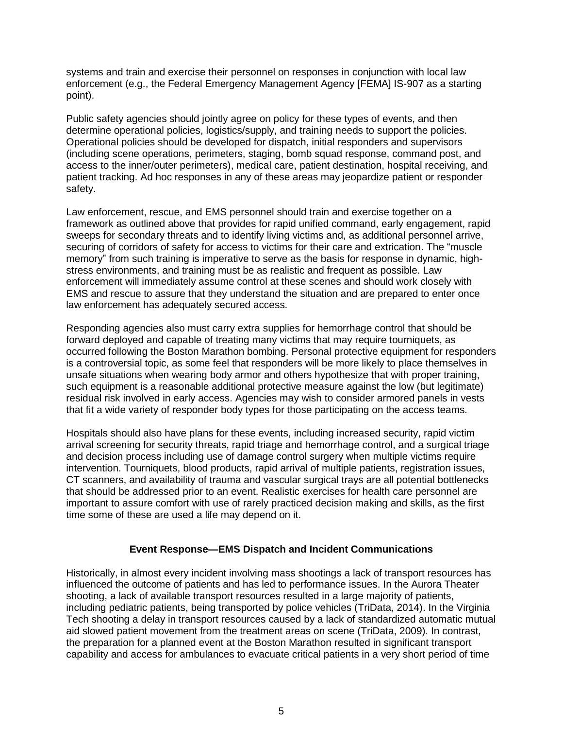systems and train and exercise their personnel on responses in conjunction with local law enforcement (e.g., the Federal Emergency Management Agency [FEMA] IS-907 as a starting point).

Public safety agencies should jointly agree on policy for these types of events, and then determine operational policies, logistics/supply, and training needs to support the policies. Operational policies should be developed for dispatch, initial responders and supervisors (including scene operations, perimeters, staging, bomb squad response, command post, and access to the inner/outer perimeters), medical care, patient destination, hospital receiving, and patient tracking. Ad hoc responses in any of these areas may jeopardize patient or responder safety.

Law enforcement, rescue, and EMS personnel should train and exercise together on a framework as outlined above that provides for rapid unified command, early engagement, rapid sweeps for secondary threats and to identify living victims and, as additional personnel arrive, securing of corridors of safety for access to victims for their care and extrication. The "muscle memory" from such training is imperative to serve as the basis for response in dynamic, high-stress environments, and training must be as realistic and frequent as possible. Law enforcement will immediately assume control at these scenes and should work closely with EMS and rescue to assure that they understand the situation and are prepared to enter once law enforcement has adequately secured access.

Responding agencies also must carry extra supplies for hemorrhage control that should be forward deployed and capable of treating many victims that may require tourniquets, as occurred following the Boston Marathon bombing. Personal protective equipment for responders is a controversial topic, as some feel that responders will be more likely to place themselves in unsafe situations when wearing body armor and others hypothesize that with proper training, such equipment is a reasonable additional protective measure against the low (but legitimate) residual risk involved in early access. Agencies may wish to consider armored panels in vests that fit a wide variety of responder body types for those participating on the access teams.

Hospitals should also have plans for these events, including increased security, rapid victim arrival screening for security threats, rapid triage and hemorrhage control, and a surgical triage and decision process including use of damage control surgery when multiple victims require intervention. Tourniquets, blood products, rapid arrival of multiple patients, registration issues, CT scanners, and availability of trauma and vascular surgical trays are all potential bottlenecks that should be addressed prior to an event. Realistic exercises for health care personnel are important to assure comfort with use of rarely practiced decision making and skills, as the first time some of these are used a life may depend on it.

## Event Response—EMS Dispatch and Incident Communications

Historically, in almost every incident involving mass shootings a lack of transport resources has influenced the outcome of patients and has led to performance issues. In the Aurora Theater shooting, a lack of available transport resources resulted in a large majority of patients, including pediatric patients, being transported by police vehicles (TriData, 2014). In the Virginia Tech shooting a delay in transport resources caused by a lack of standardized automatic mutual aid slowed patient movement from the treatment areas on scene (TriData, 2009). In contrast, the preparation for a planned event at the Boston Marathon resulted in significant transport capability and access for ambulances to evacuate critical patients in a very short period of time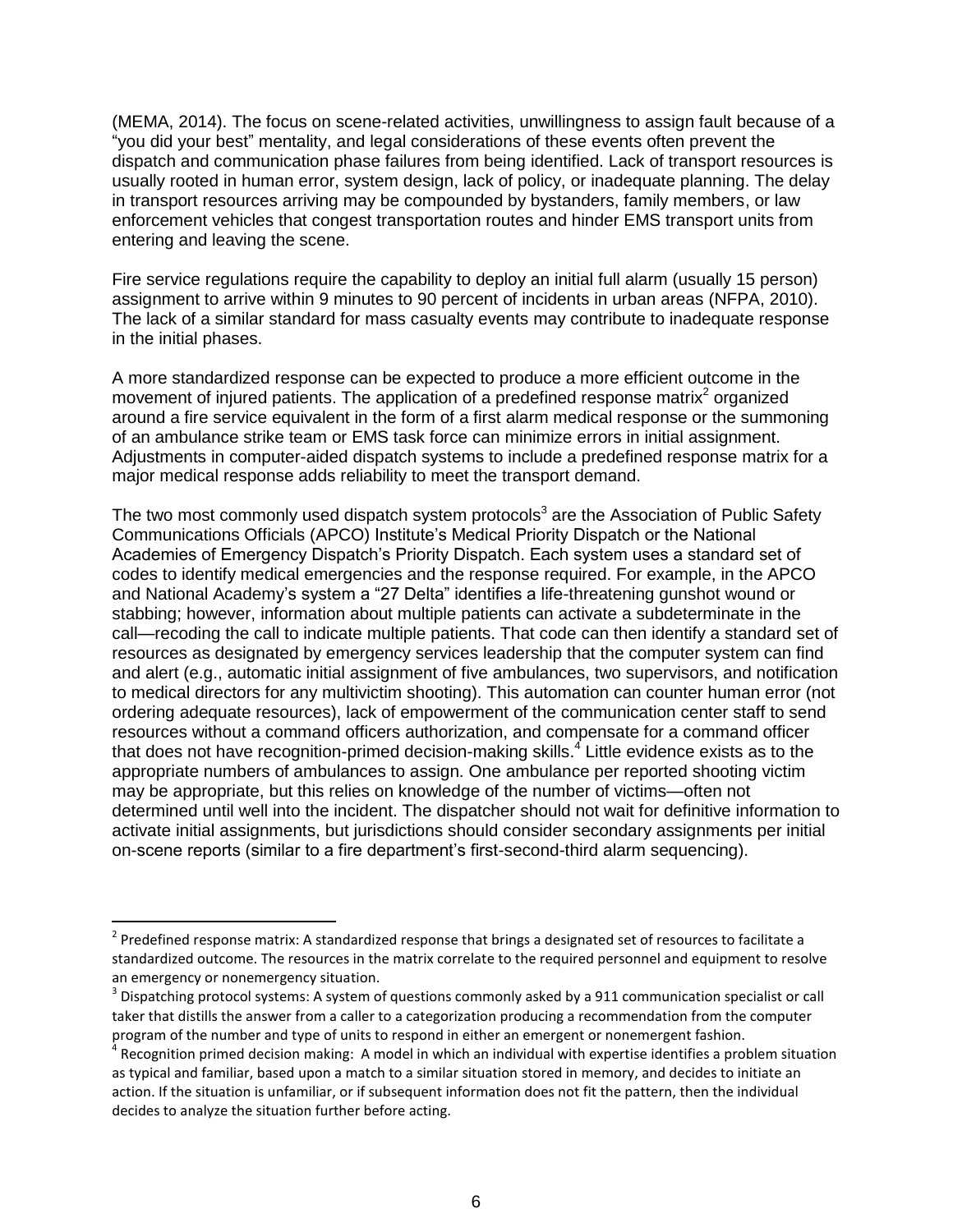(MEMA, 2014). The focus on scene-related activities, unwillingness to assign fault because of a "you did your best" mentality, and legal considerations of these events often prevent the dispatch and communication phase failures from being identified. Lack of transport resources is usually rooted in human error, system design, lack of policy, or inadequate planning. The delay in transport resources arriving may be compounded by bystanders, family members, or law enforcement vehicles that congest transportation routes and hinder EMS transport units from entering and leaving the scene.

Fire service regulations require the capability to deploy an initial full alarm (usually 15 person) assignment to arrive within 9 minutes to 90 percent of incidents in urban areas (NFPA, 2010). The lack of a similar standard for mass casualty events may contribute to inadequate response in the initial phases.

A more standardized response can be expected to produce a more efficient outcome in the movement of injured patients. The application of a predefined response matrix[2] organized around a fire service equivalent in the form of a first alarm medical response or the summoning of an ambulance strike team or EMS task force can minimize errors in initial assignment. Adjustments in computer-aided dispatch systems to include a predefined response matrix for a major medical response adds reliability to meet the transport demand.

The two most commonly used dispatch system protocols[3] are the Association of Public Safety Communications Officials (APCO) Institute's Medical Priority Dispatch or the National Academies of Emergency Dispatch's Priority Dispatch. Each system uses a standard set of codes to identify medical emergencies and the response required. For example, in the APCO and National Academy's system a "27 Delta" identifies a life-threatening gunshot wound or stabbing; however, information about multiple patients can activate a subdeterminate in the call—recoding the call to indicate multiple patients. That code can then identify a standard set of resources as designated by emergency services leadership that the computer system can find and alert (e.g., automatic initial assignment of five ambulances, two supervisors, and notification to medical directors for any multivictim shooting). This automation can counter human error (not ordering adequate resources), lack of empowerment of the communication center staff to send resources without a command officers authorization, and compensate for a command officer that does not have recognition-primed decision-making skills.[4] Little evidence exists as to the appropriate numbers of ambulances to assign. One ambulance per reported shooting victim may be appropriate, but this relies on knowledge of the number of victims—often not determined until well into the incident. The dispatcher should not wait for definitive information to activate initial assignments, but jurisdictions should consider secondary assignments per initial on-scene reports (similar to a fire department's first-second-third alarm sequencing).

---

[2] Predefined response matrix: A standardized response that brings a designated set of resources to facilitate a standardized outcome. The resources in the matrix correlate to the required personnel and equipment to resolve an emergency or nonemergency situation.

[3] Dispatching protocol systems: A system of questions commonly asked by a 911 communication specialist or call taker that distills the answer from a caller to a categorization producing a recommendation from the computer program of the number and type of units to respond in either an emergent or nonemergent fashion.

[4] Recognition primed decision making: A model in which an individual with expertise identifies a problem situation as typical and familiar, based upon a match to a similar situation stored in memory, and decides to initiate an action. If the situation is unfamiliar, or if subsequent information does not fit the pattern, then the individual decides to analyze the situation further before acting.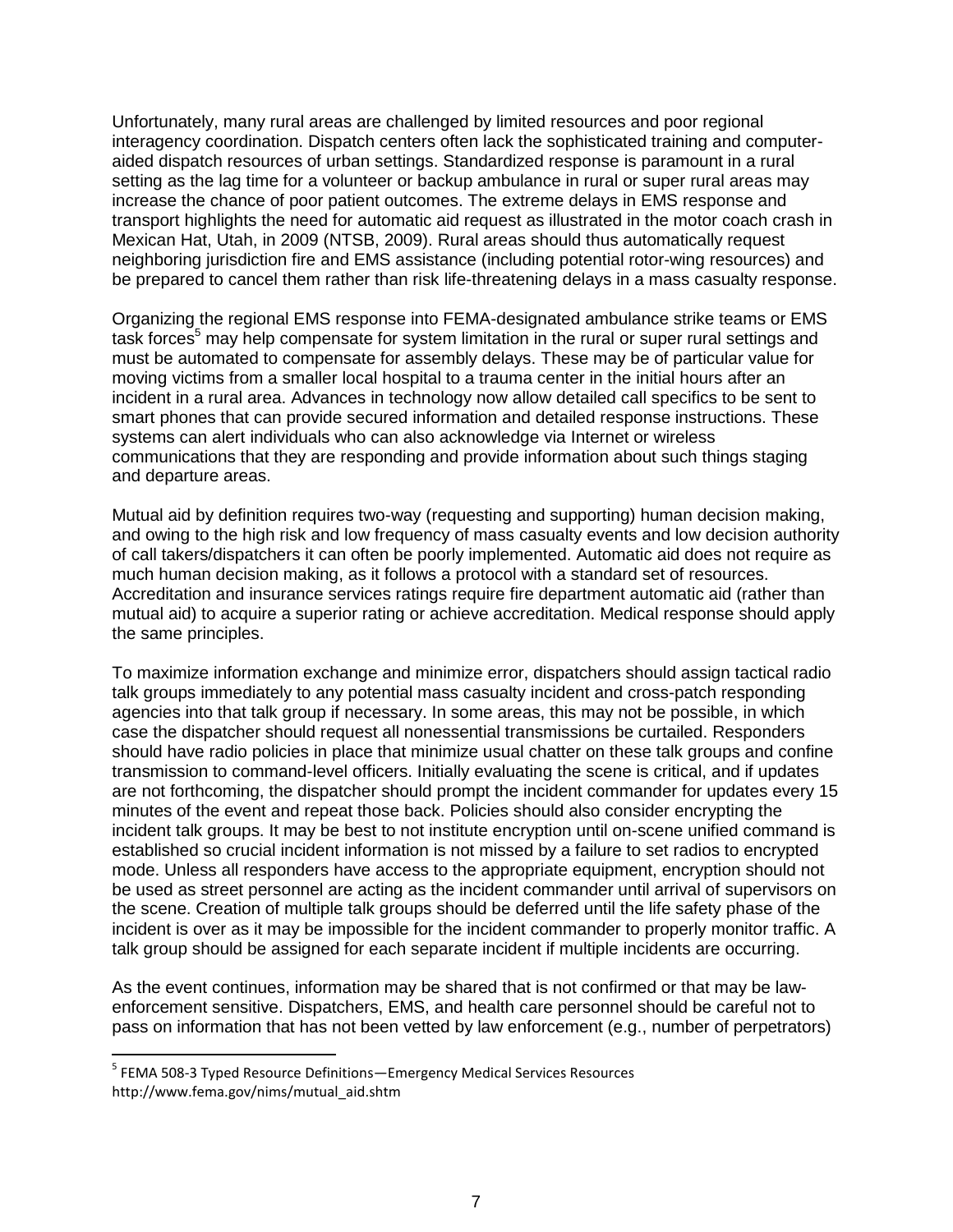Unfortunately, many rural areas are challenged by limited resources and poor regional interagency coordination. Dispatch centers often lack the sophisticated training and computer-aided dispatch resources of urban settings. Standardized response is paramount in a rural setting as the lag time for a volunteer or backup ambulance in rural or super rural areas may increase the chance of poor patient outcomes. The extreme delays in EMS response and transport highlights the need for automatic aid request as illustrated in the motor coach crash in Mexican Hat, Utah, in 2009 (NTSB, 2009). Rural areas should thus automatically request neighboring jurisdiction fire and EMS assistance (including potential rotor-wing resources) and be prepared to cancel them rather than risk life-threatening delays in a mass casualty response.

Organizing the regional EMS response into FEMA-designated ambulance strike teams or EMS task forces[5] may help compensate for system limitation in the rural or super rural settings and must be automated to compensate for assembly delays. These may be of particular value for moving victims from a smaller local hospital to a trauma center in the initial hours after an incident in a rural area. Advances in technology now allow detailed call specifics to be sent to smart phones that can provide secured information and detailed response instructions. These systems can alert individuals who can also acknowledge via Internet or wireless communications that they are responding and provide information about such things staging and departure areas.

Mutual aid by definition requires two-way (requesting and supporting) human decision making, and owing to the high risk and low frequency of mass casualty events and low decision authority of call takers/dispatchers it can often be poorly implemented. Automatic aid does not require as much human decision making, as it follows a protocol with a standard set of resources. Accreditation and insurance services ratings require fire department automatic aid (rather than mutual aid) to acquire a superior rating or achieve accreditation. Medical response should apply the same principles.

To maximize information exchange and minimize error, dispatchers should assign tactical radio talk groups immediately to any potential mass casualty incident and cross-patch responding agencies into that talk group if necessary. In some areas, this may not be possible, in which case the dispatcher should request all nonessential transmissions be curtailed. Responders should have radio policies in place that minimize usual chatter on these talk groups and confine transmission to command-level officers. Initially evaluating the scene is critical, and if updates are not forthcoming, the dispatcher should prompt the incident commander for updates every 15 minutes of the event and repeat those back. Policies should also consider encrypting the incident talk groups. It may be best to not institute encryption until on-scene unified command is established so crucial incident information is not missed by a failure to set radios to encrypted mode. Unless all responders have access to the appropriate equipment, encryption should not be used as street personnel are acting as the incident commander until arrival of supervisors on the scene. Creation of multiple talk groups should be deferred until the life safety phase of the incident is over as it may be impossible for the incident commander to properly monitor traffic. A talk group should be assigned for each separate incident if multiple incidents are occurring.

As the event continues, information may be shared that is not confirmed or that may be law-enforcement sensitive. Dispatchers, EMS, and health care personnel should be careful not to pass on information that has not been vetted by law enforcement (e.g., number of perpetrators)

[5] FEMA 508-3 Typed Resource Definitions—Emergency Medical Services Resources http://www.fema.gov/nims/mutual_aid.shtm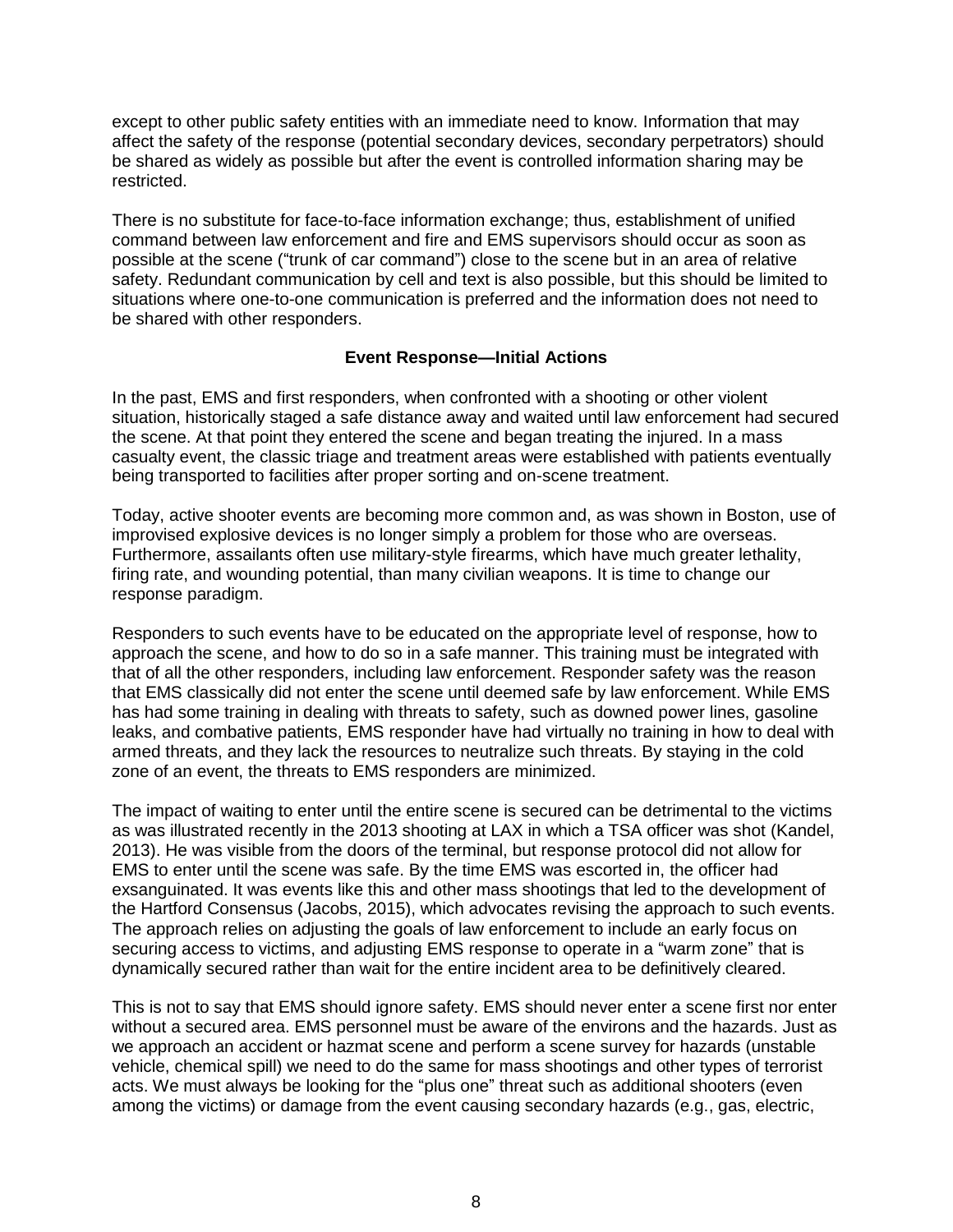except to other public safety entities with an immediate need to know. Information that may affect the safety of the response (potential secondary devices, secondary perpetrators) should be shared as widely as possible but after the event is controlled information sharing may be restricted.

There is no substitute for face-to-face information exchange; thus, establishment of unified command between law enforcement and fire and EMS supervisors should occur as soon as possible at the scene ("trunk of car command") close to the scene but in an area of relative safety. Redundant communication by cell and text is also possible, but this should be limited to situations where one-to-one communication is preferred and the information does not need to be shared with other responders.

### Event Response—Initial Actions

In the past, EMS and first responders, when confronted with a shooting or other violent situation, historically staged a safe distance away and waited until law enforcement had secured the scene. At that point they entered the scene and began treating the injured. In a mass casualty event, the classic triage and treatment areas were established with patients eventually being transported to facilities after proper sorting and on-scene treatment.

Today, active shooter events are becoming more common and, as was shown in Boston, use of improvised explosive devices is no longer simply a problem for those who are overseas. Furthermore, assailants often use military-style firearms, which have much greater lethality, firing rate, and wounding potential, than many civilian weapons. It is time to change our response paradigm.

Responders to such events have to be educated on the appropriate level of response, how to approach the scene, and how to do so in a safe manner. This training must be integrated with that of all the other responders, including law enforcement. Responder safety was the reason that EMS classically did not enter the scene until deemed safe by law enforcement. While EMS has had some training in dealing with threats to safety, such as downed power lines, gasoline leaks, and combative patients, EMS responder have had virtually no training in how to deal with armed threats, and they lack the resources to neutralize such threats. By staying in the cold zone of an event, the threats to EMS responders are minimized.

The impact of waiting to enter until the entire scene is secured can be detrimental to the victims as was illustrated recently in the 2013 shooting at LAX in which a TSA officer was shot (Kandel, 2013). He was visible from the doors of the terminal, but response protocol did not allow for EMS to enter until the scene was safe. By the time EMS was escorted in, the officer had exsanguinated. It was events like this and other mass shootings that led to the development of the Hartford Consensus (Jacobs, 2015), which advocates revising the approach to such events. The approach relies on adjusting the goals of law enforcement to include an early focus on securing access to victims, and adjusting EMS response to operate in a "warm zone" that is dynamically secured rather than wait for the entire incident area to be definitively cleared.

This is not to say that EMS should ignore safety. EMS should never enter a scene first nor enter without a secured area. EMS personnel must be aware of the environs and the hazards. Just as we approach an accident or hazmat scene and perform a scene survey for hazards (unstable vehicle, chemical spill) we need to do the same for mass shootings and other types of terrorist acts. We must always be looking for the "plus one" threat such as additional shooters (even among the victims) or damage from the event causing secondary hazards (e.g., gas, electric,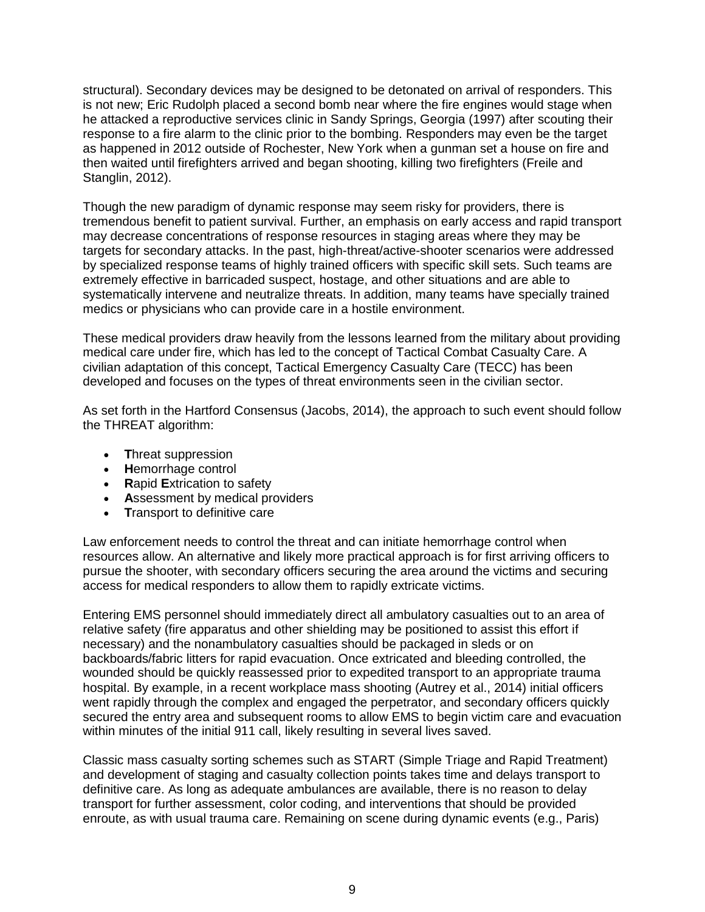structural). Secondary devices may be designed to be detonated on arrival of responders. This is not new; Eric Rudolph placed a second bomb near where the fire engines would stage when he attacked a reproductive services clinic in Sandy Springs, Georgia (1997) after scouting their response to a fire alarm to the clinic prior to the bombing. Responders may even be the target as happened in 2012 outside of Rochester, New York when a gunman set a house on fire and then waited until firefighters arrived and began shooting, killing two firefighters (Freile and Stanglin, 2012).

Though the new paradigm of dynamic response may seem risky for providers, there is tremendous benefit to patient survival. Further, an emphasis on early access and rapid transport may decrease concentrations of response resources in staging areas where they may be targets for secondary attacks. In the past, high-threat/active-shooter scenarios were addressed by specialized response teams of highly trained officers with specific skill sets. Such teams are extremely effective in barricaded suspect, hostage, and other situations and are able to systematically intervene and neutralize threats. In addition, many teams have specially trained medics or physicians who can provide care in a hostile environment.

These medical providers draw heavily from the lessons learned from the military about providing medical care under fire, which has led to the concept of Tactical Combat Casualty Care. A civilian adaptation of this concept, Tactical Emergency Casualty Care (TECC) has been developed and focuses on the types of threat environments seen in the civilian sector.

As set forth in the Hartford Consensus (Jacobs, 2014), the approach to such event should follow the THREAT algorithm:

- **T**hreat suppression
- **H**emorrhage control
- **R**apid **E**xtrication to safety
- **A**ssessment by medical providers
- **T**ransport to definitive care

Law enforcement needs to control the threat and can initiate hemorrhage control when resources allow. An alternative and likely more practical approach is for first arriving officers to pursue the shooter, with secondary officers securing the area around the victims and securing access for medical responders to allow them to rapidly extricate victims.

Entering EMS personnel should immediately direct all ambulatory casualties out to an area of relative safety (fire apparatus and other shielding may be positioned to assist this effort if necessary) and the nonambulatory casualties should be packaged in sleds or on backboards/fabric litters for rapid evacuation. Once extricated and bleeding controlled, the wounded should be quickly reassessed prior to expedited transport to an appropriate trauma hospital. By example, in a recent workplace mass shooting (Autrey et al., 2014) initial officers went rapidly through the complex and engaged the perpetrator, and secondary officers quickly secured the entry area and subsequent rooms to allow EMS to begin victim care and evacuation within minutes of the initial 911 call, likely resulting in several lives saved.

Classic mass casualty sorting schemes such as START (Simple Triage and Rapid Treatment) and development of staging and casualty collection points takes time and delays transport to definitive care. As long as adequate ambulances are available, there is no reason to delay transport for further assessment, color coding, and interventions that should be provided enroute, as with usual trauma care. Remaining on scene during dynamic events (e.g., Paris)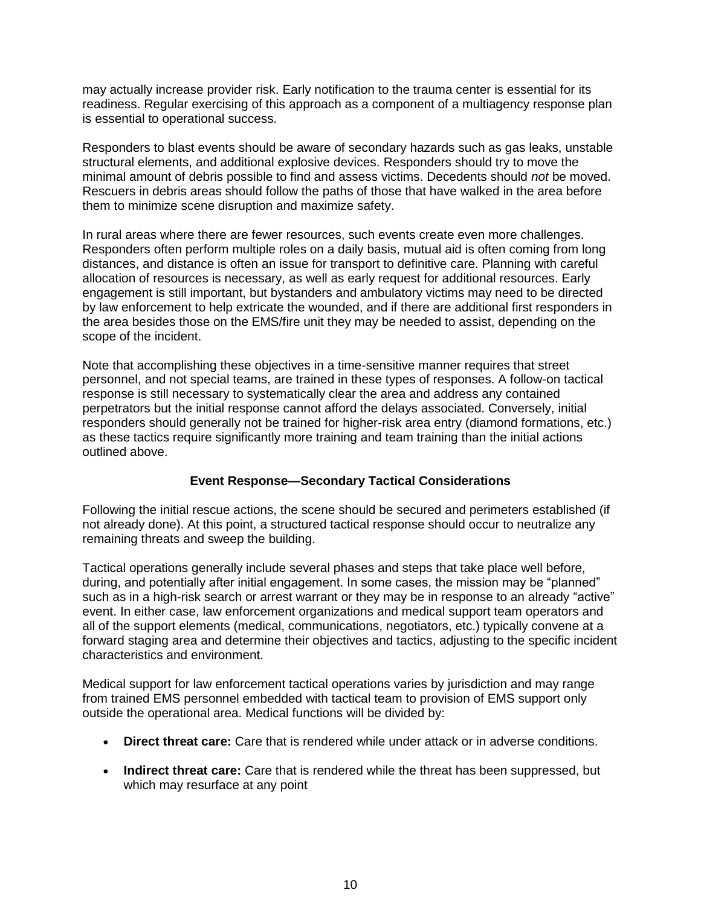may actually increase provider risk. Early notification to the trauma center is essential for its readiness. Regular exercising of this approach as a component of a multiagency response plan is essential to operational success.

Responders to blast events should be aware of secondary hazards such as gas leaks, unstable structural elements, and additional explosive devices. Responders should try to move the minimal amount of debris possible to find and assess victims. Decedents should *not* be moved. Rescuers in debris areas should follow the paths of those that have walked in the area before them to minimize scene disruption and maximize safety.

In rural areas where there are fewer resources, such events create even more challenges. Responders often perform multiple roles on a daily basis, mutual aid is often coming from long distances, and distance is often an issue for transport to definitive care. Planning with careful allocation of resources is necessary, as well as early request for additional resources. Early engagement is still important, but bystanders and ambulatory victims may need to be directed by law enforcement to help extricate the wounded, and if there are additional first responders in the area besides those on the EMS/fire unit they may be needed to assist, depending on the scope of the incident.

Note that accomplishing these objectives in a time-sensitive manner requires that street personnel, and not special teams, are trained in these types of responses. A follow-on tactical response is still necessary to systematically clear the area and address any contained perpetrators but the initial response cannot afford the delays associated. Conversely, initial responders should generally not be trained for higher-risk area entry (diamond formations, etc.) as these tactics require significantly more training and team training than the initial actions outlined above.

### Event Response—Secondary Tactical Considerations

Following the initial rescue actions, the scene should be secured and perimeters established (if not already done). At this point, a structured tactical response should occur to neutralize any remaining threats and sweep the building.

Tactical operations generally include several phases and steps that take place well before, during, and potentially after initial engagement. In some cases, the mission may be "planned" such as in a high-risk search or arrest warrant or they may be in response to an already "active" event. In either case, law enforcement organizations and medical support team operators and all of the support elements (medical, communications, negotiators, etc.) typically convene at a forward staging area and determine their objectives and tactics, adjusting to the specific incident characteristics and environment.

Medical support for law enforcement tactical operations varies by jurisdiction and may range from trained EMS personnel embedded with tactical team to provision of EMS support only outside the operational area. Medical functions will be divided by:

- **Direct threat care:** Care that is rendered while under attack or in adverse conditions.
- **Indirect threat care:** Care that is rendered while the threat has been suppressed, but which may resurface at any point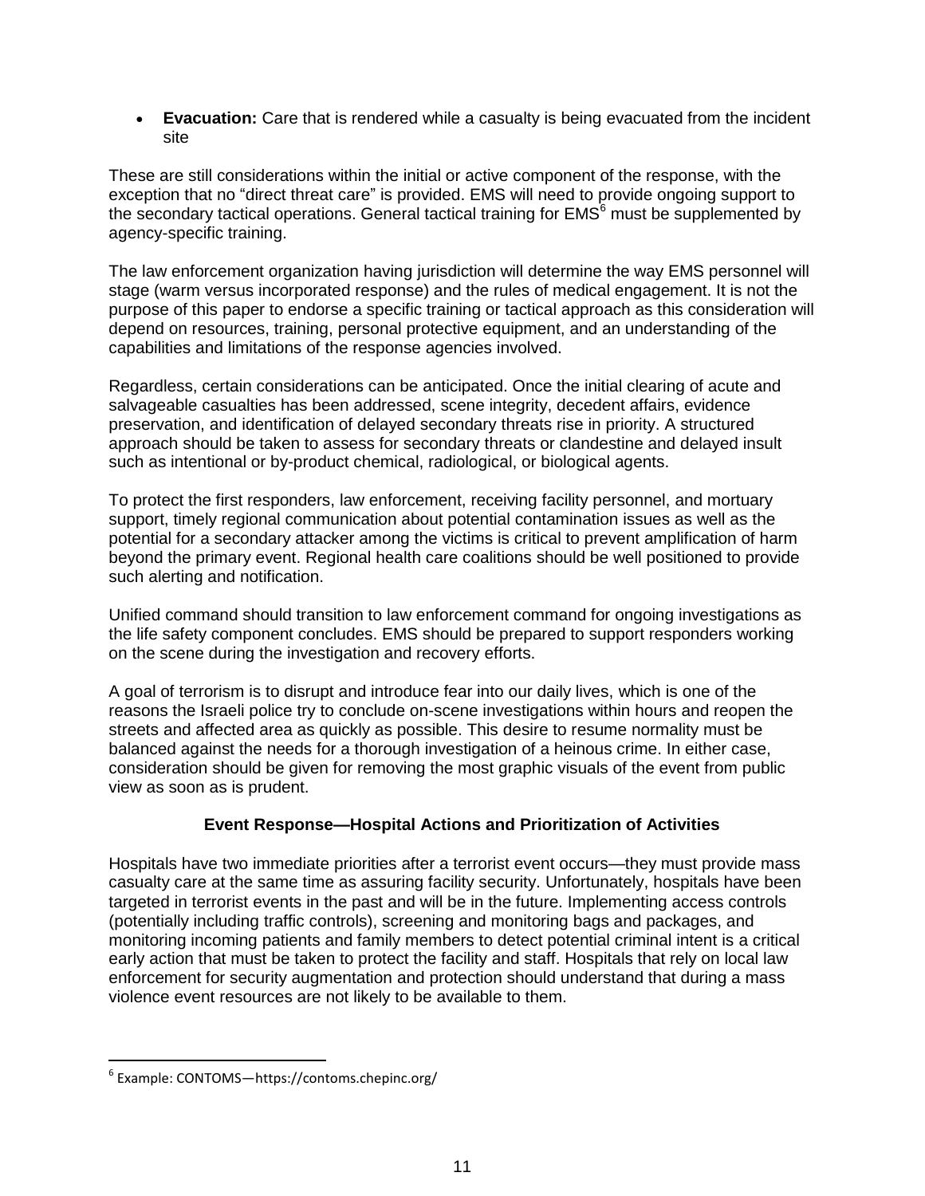- **Evacuation:** Care that is rendered while a casualty is being evacuated from the incident site

These are still considerations within the initial or active component of the response, with the exception that no "direct threat care" is provided. EMS will need to provide ongoing support to the secondary tactical operations. General tactical training for EMS[6] must be supplemented by agency-specific training.

The law enforcement organization having jurisdiction will determine the way EMS personnel will stage (warm versus incorporated response) and the rules of medical engagement. It is not the purpose of this paper to endorse a specific training or tactical approach as this consideration will depend on resources, training, personal protective equipment, and an understanding of the capabilities and limitations of the response agencies involved.

Regardless, certain considerations can be anticipated. Once the initial clearing of acute and salvageable casualties has been addressed, scene integrity, decedent affairs, evidence preservation, and identification of delayed secondary threats rise in priority. A structured approach should be taken to assess for secondary threats or clandestine and delayed insult such as intentional or by-product chemical, radiological, or biological agents.

To protect the first responders, law enforcement, receiving facility personnel, and mortuary support, timely regional communication about potential contamination issues as well as the potential for a secondary attacker among the victims is critical to prevent amplification of harm beyond the primary event. Regional health care coalitions should be well positioned to provide such alerting and notification.

Unified command should transition to law enforcement command for ongoing investigations as the life safety component concludes. EMS should be prepared to support responders working on the scene during the investigation and recovery efforts.

A goal of terrorism is to disrupt and introduce fear into our daily lives, which is one of the reasons the Israeli police try to conclude on-scene investigations within hours and reopen the streets and affected area as quickly as possible. This desire to resume normality must be balanced against the needs for a thorough investigation of a heinous crime. In either case, consideration should be given for removing the most graphic visuals of the event from public view as soon as is prudent.

## Event Response—Hospital Actions and Prioritization of Activities

Hospitals have two immediate priorities after a terrorist event occurs—they must provide mass casualty care at the same time as assuring facility security. Unfortunately, hospitals have been targeted in terrorist events in the past and will be in the future. Implementing access controls (potentially including traffic controls), screening and monitoring bags and packages, and monitoring incoming patients and family members to detect potential criminal intent is a critical early action that must be taken to protect the facility and staff. Hospitals that rely on local law enforcement for security augmentation and protection should understand that during a mass violence event resources are not likely to be available to them.

[6] Example: CONTOMS—https://contoms.chepinc.org/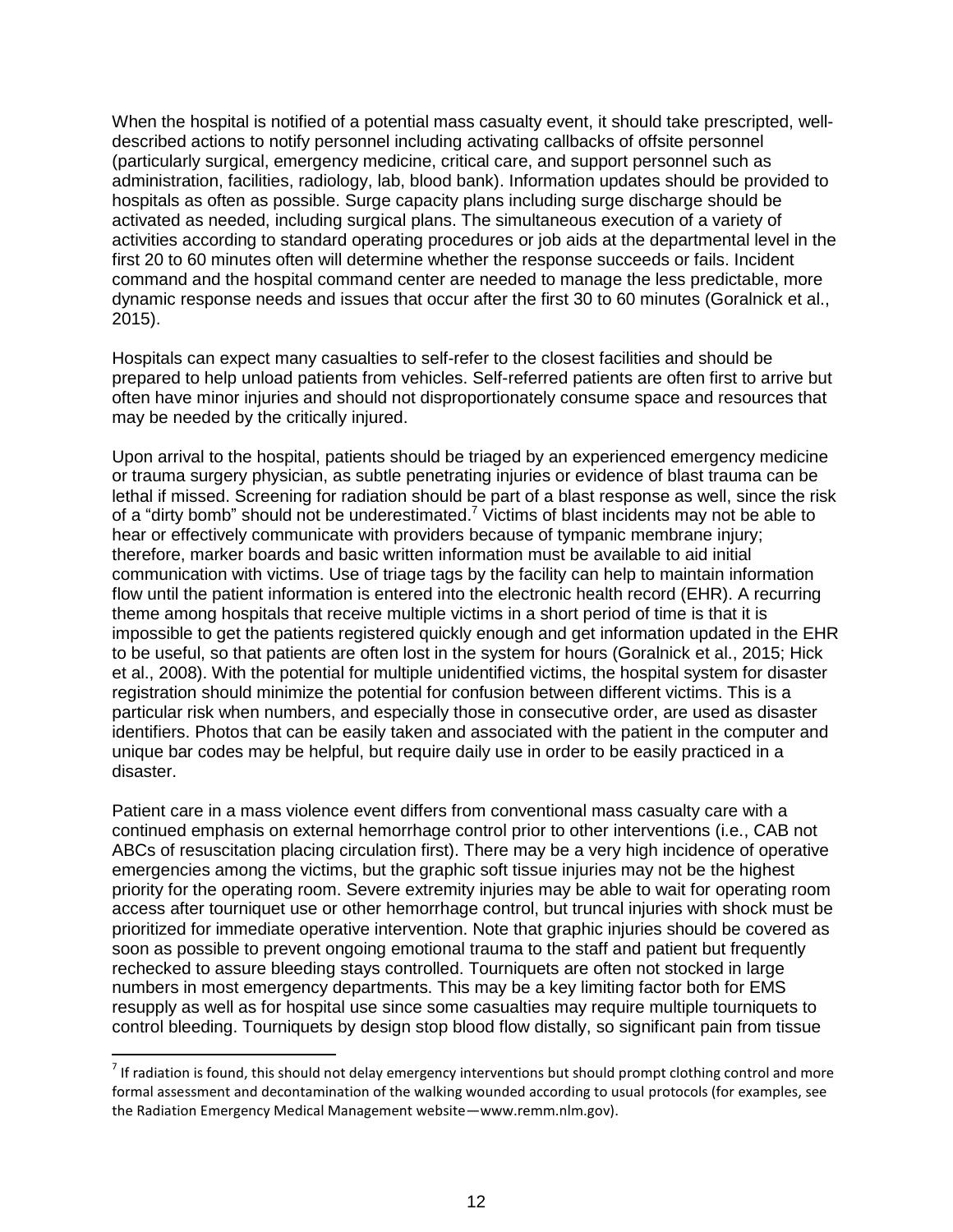When the hospital is notified of a potential mass casualty event, it should take prescripted, well-described actions to notify personnel including activating callbacks of offsite personnel (particularly surgical, emergency medicine, critical care, and support personnel such as administration, facilities, radiology, lab, blood bank). Information updates should be provided to hospitals as often as possible. Surge capacity plans including surge discharge should be activated as needed, including surgical plans. The simultaneous execution of a variety of activities according to standard operating procedures or job aids at the departmental level in the first 20 to 60 minutes often will determine whether the response succeeds or fails. Incident command and the hospital command center are needed to manage the less predictable, more dynamic response needs and issues that occur after the first 30 to 60 minutes (Goralnick et al., 2015).

Hospitals can expect many casualties to self-refer to the closest facilities and should be prepared to help unload patients from vehicles. Self-referred patients are often first to arrive but often have minor injuries and should not disproportionately consume space and resources that may be needed by the critically injured.

Upon arrival to the hospital, patients should be triaged by an experienced emergency medicine or trauma surgery physician, as subtle penetrating injuries or evidence of blast trauma can be lethal if missed. Screening for radiation should be part of a blast response as well, since the risk of a "dirty bomb" should not be underestimated.[7] Victims of blast incidents may not be able to hear or effectively communicate with providers because of tympanic membrane injury; therefore, marker boards and basic written information must be available to aid initial communication with victims. Use of triage tags by the facility can help to maintain information flow until the patient information is entered into the electronic health record (EHR). A recurring theme among hospitals that receive multiple victims in a short period of time is that it is impossible to get the patients registered quickly enough and get information updated in the EHR to be useful, so that patients are often lost in the system for hours (Goralnick et al., 2015; Hick et al., 2008). With the potential for multiple unidentified victims, the hospital system for disaster registration should minimize the potential for confusion between different victims. This is a particular risk when numbers, and especially those in consecutive order, are used as disaster identifiers. Photos that can be easily taken and associated with the patient in the computer and unique bar codes may be helpful, but require daily use in order to be easily practiced in a disaster.

Patient care in a mass violence event differs from conventional mass casualty care with a continued emphasis on external hemorrhage control prior to other interventions (i.e., CAB not ABCs of resuscitation placing circulation first). There may be a very high incidence of operative emergencies among the victims, but the graphic soft tissue injuries may not be the highest priority for the operating room. Severe extremity injuries may be able to wait for operating room access after tourniquet use or other hemorrhage control, but truncal injuries with shock must be prioritized for immediate operative intervention. Note that graphic injuries should be covered as soon as possible to prevent ongoing emotional trauma to the staff and patient but frequently rechecked to assure bleeding stays controlled. Tourniquets are often not stocked in large numbers in most emergency departments. This may be a key limiting factor both for EMS resupply as well as for hospital use since some casualties may require multiple tourniquets to control bleeding. Tourniquets by design stop blood flow distally, so significant pain from tissue

[7] If radiation is found, this should not delay emergency interventions but should prompt clothing control and more formal assessment and decontamination of the walking wounded according to usual protocols (for examples, see the Radiation Emergency Medical Management website—www.remm.nlm.gov).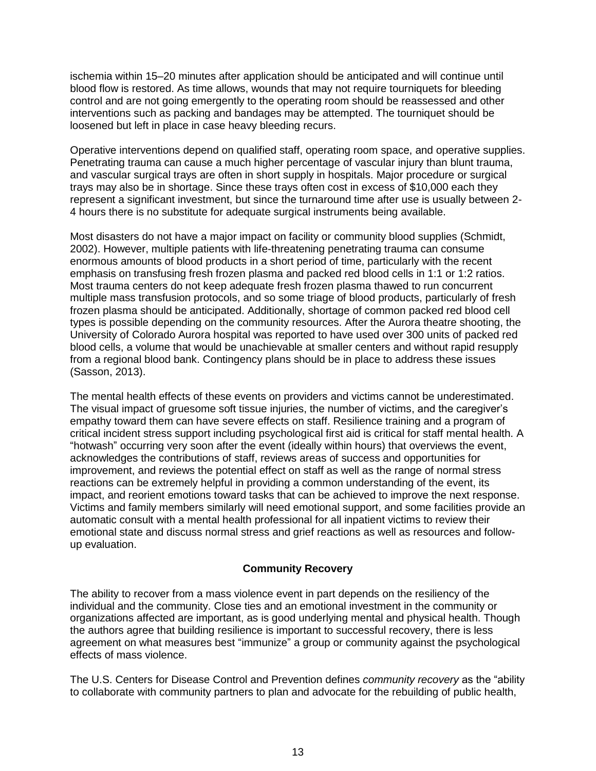ischemia within 15–20 minutes after application should be anticipated and will continue until blood flow is restored. As time allows, wounds that may not require tourniquets for bleeding control and are not going emergently to the operating room should be reassessed and other interventions such as packing and bandages may be attempted. The tourniquet should be loosened but left in place in case heavy bleeding recurs.

Operative interventions depend on qualified staff, operating room space, and operative supplies. Penetrating trauma can cause a much higher percentage of vascular injury than blunt trauma, and vascular surgical trays are often in short supply in hospitals. Major procedure or surgical trays may also be in shortage. Since these trays often cost in excess of $10,000 each they represent a significant investment, but since the turnaround time after use is usually between 2-4 hours there is no substitute for adequate surgical instruments being available.

Most disasters do not have a major impact on facility or community blood supplies (Schmidt, 2002). However, multiple patients with life-threatening penetrating trauma can consume enormous amounts of blood products in a short period of time, particularly with the recent emphasis on transfusing fresh frozen plasma and packed red blood cells in 1:1 or 1:2 ratios. Most trauma centers do not keep adequate fresh frozen plasma thawed to run concurrent multiple mass transfusion protocols, and so some triage of blood products, particularly of fresh frozen plasma should be anticipated. Additionally, shortage of common packed red blood cell types is possible depending on the community resources. After the Aurora theatre shooting, the University of Colorado Aurora hospital was reported to have used over 300 units of packed red blood cells, a volume that would be unachievable at smaller centers and without rapid resupply from a regional blood bank. Contingency plans should be in place to address these issues (Sasson, 2013).

The mental health effects of these events on providers and victims cannot be underestimated. The visual impact of gruesome soft tissue injuries, the number of victims, and the caregiver's empathy toward them can have severe effects on staff. Resilience training and a program of critical incident stress support including psychological first aid is critical for staff mental health. A "hotwash" occurring very soon after the event (ideally within hours) that overviews the event, acknowledges the contributions of staff, reviews areas of success and opportunities for improvement, and reviews the potential effect on staff as well as the range of normal stress reactions can be extremely helpful in providing a common understanding of the event, its impact, and reorient emotions toward tasks that can be achieved to improve the next response. Victims and family members similarly will need emotional support, and some facilities provide an automatic consult with a mental health professional for all inpatient victims to review their emotional state and discuss normal stress and grief reactions as well as resources and follow-up evaluation.

## Community Recovery

The ability to recover from a mass violence event in part depends on the resiliency of the individual and the community. Close ties and an emotional investment in the community or organizations affected are important, as is good underlying mental and physical health. Though the authors agree that building resilience is important to successful recovery, there is less agreement on what measures best "immunize" a group or community against the psychological effects of mass violence.

The U.S. Centers for Disease Control and Prevention defines *community recovery* as the "ability to collaborate with community partners to plan and advocate for the rebuilding of public health,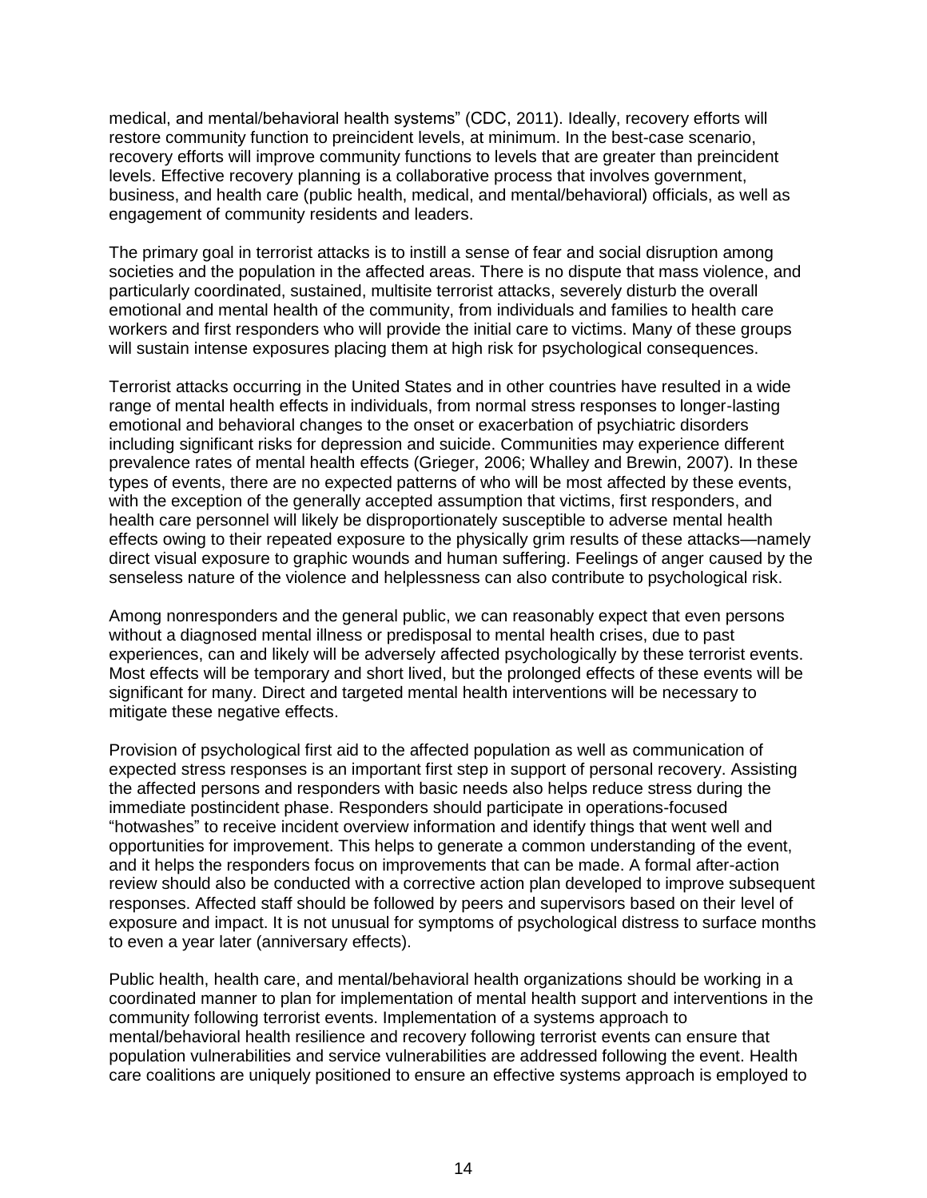medical, and mental/behavioral health systems" (CDC, 2011). Ideally, recovery efforts will restore community function to preincident levels, at minimum. In the best-case scenario, recovery efforts will improve community functions to levels that are greater than preincident levels. Effective recovery planning is a collaborative process that involves government, business, and health care (public health, medical, and mental/behavioral) officials, as well as engagement of community residents and leaders.

The primary goal in terrorist attacks is to instill a sense of fear and social disruption among societies and the population in the affected areas. There is no dispute that mass violence, and particularly coordinated, sustained, multisite terrorist attacks, severely disturb the overall emotional and mental health of the community, from individuals and families to health care workers and first responders who will provide the initial care to victims. Many of these groups will sustain intense exposures placing them at high risk for psychological consequences.

Terrorist attacks occurring in the United States and in other countries have resulted in a wide range of mental health effects in individuals, from normal stress responses to longer-lasting emotional and behavioral changes to the onset or exacerbation of psychiatric disorders including significant risks for depression and suicide. Communities may experience different prevalence rates of mental health effects (Grieger, 2006; Whalley and Brewin, 2007). In these types of events, there are no expected patterns of who will be most affected by these events, with the exception of the generally accepted assumption that victims, first responders, and health care personnel will likely be disproportionately susceptible to adverse mental health effects owing to their repeated exposure to the physically grim results of these attacks—namely direct visual exposure to graphic wounds and human suffering. Feelings of anger caused by the senseless nature of the violence and helplessness can also contribute to psychological risk.

Among nonresponders and the general public, we can reasonably expect that even persons without a diagnosed mental illness or predisposal to mental health crises, due to past experiences, can and likely will be adversely affected psychologically by these terrorist events. Most effects will be temporary and short lived, but the prolonged effects of these events will be significant for many. Direct and targeted mental health interventions will be necessary to mitigate these negative effects.

Provision of psychological first aid to the affected population as well as communication of expected stress responses is an important first step in support of personal recovery. Assisting the affected persons and responders with basic needs also helps reduce stress during the immediate postincident phase. Responders should participate in operations-focused "hotwashes" to receive incident overview information and identify things that went well and opportunities for improvement. This helps to generate a common understanding of the event, and it helps the responders focus on improvements that can be made. A formal after-action review should also be conducted with a corrective action plan developed to improve subsequent responses. Affected staff should be followed by peers and supervisors based on their level of exposure and impact. It is not unusual for symptoms of psychological distress to surface months to even a year later (anniversary effects).

Public health, health care, and mental/behavioral health organizations should be working in a coordinated manner to plan for implementation of mental health support and interventions in the community following terrorist events. Implementation of a systems approach to mental/behavioral health resilience and recovery following terrorist events can ensure that population vulnerabilities and service vulnerabilities are addressed following the event. Health care coalitions are uniquely positioned to ensure an effective systems approach is employed to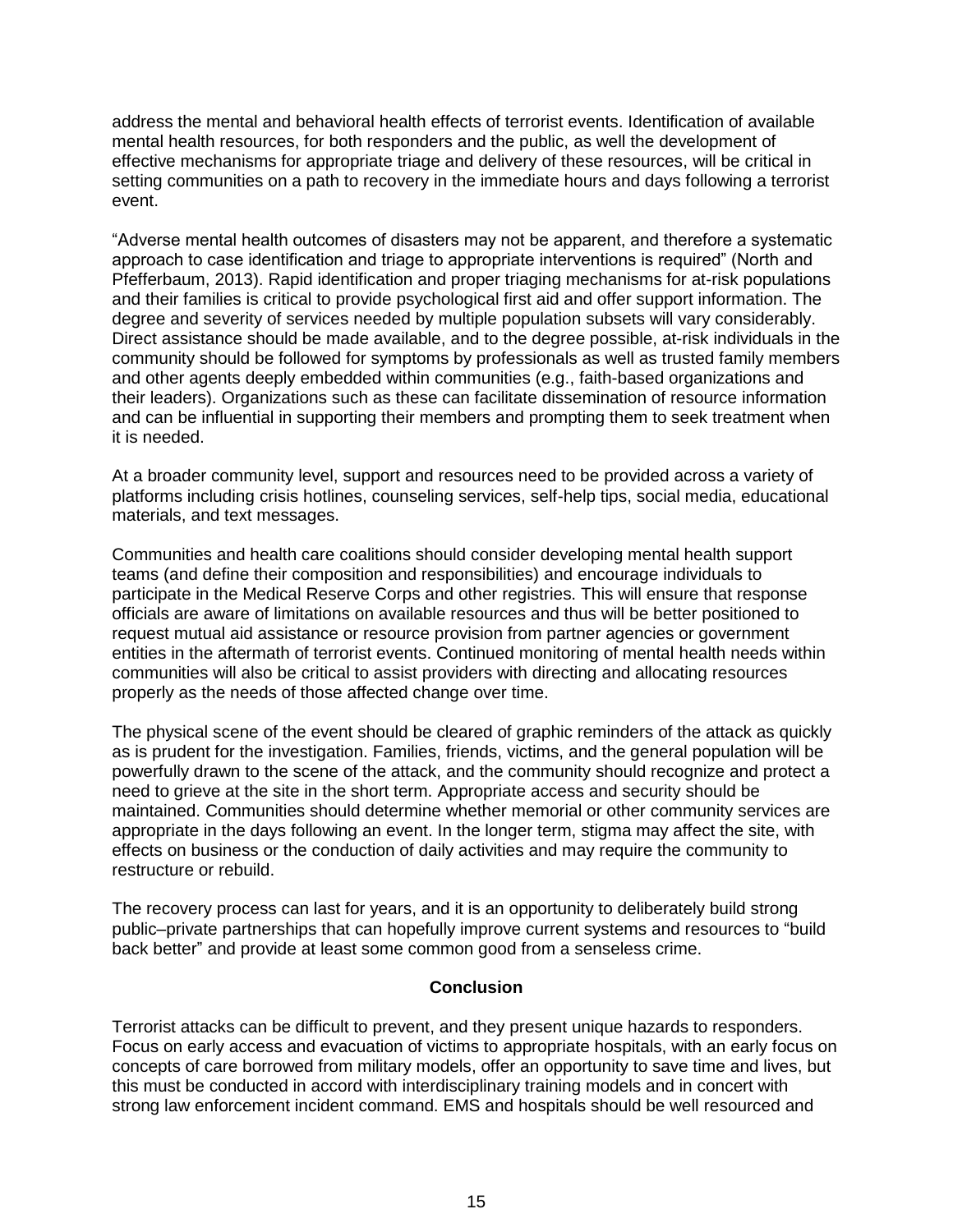address the mental and behavioral health effects of terrorist events. Identification of available mental health resources, for both responders and the public, as well the development of effective mechanisms for appropriate triage and delivery of these resources, will be critical in setting communities on a path to recovery in the immediate hours and days following a terrorist event.

"Adverse mental health outcomes of disasters may not be apparent, and therefore a systematic approach to case identification and triage to appropriate interventions is required" (North and Pfefferbaum, 2013). Rapid identification and proper triaging mechanisms for at-risk populations and their families is critical to provide psychological first aid and offer support information. The degree and severity of services needed by multiple population subsets will vary considerably. Direct assistance should be made available, and to the degree possible, at-risk individuals in the community should be followed for symptoms by professionals as well as trusted family members and other agents deeply embedded within communities (e.g., faith-based organizations and their leaders). Organizations such as these can facilitate dissemination of resource information and can be influential in supporting their members and prompting them to seek treatment when it is needed.

At a broader community level, support and resources need to be provided across a variety of platforms including crisis hotlines, counseling services, self-help tips, social media, educational materials, and text messages.

Communities and health care coalitions should consider developing mental health support teams (and define their composition and responsibilities) and encourage individuals to participate in the Medical Reserve Corps and other registries. This will ensure that response officials are aware of limitations on available resources and thus will be better positioned to request mutual aid assistance or resource provision from partner agencies or government entities in the aftermath of terrorist events. Continued monitoring of mental health needs within communities will also be critical to assist providers with directing and allocating resources properly as the needs of those affected change over time.

The physical scene of the event should be cleared of graphic reminders of the attack as quickly as is prudent for the investigation. Families, friends, victims, and the general population will be powerfully drawn to the scene of the attack, and the community should recognize and protect a need to grieve at the site in the short term. Appropriate access and security should be maintained. Communities should determine whether memorial or other community services are appropriate in the days following an event. In the longer term, stigma may affect the site, with effects on business or the conduction of daily activities and may require the community to restructure or rebuild.

The recovery process can last for years, and it is an opportunity to deliberately build strong public–private partnerships that can hopefully improve current systems and resources to "build back better" and provide at least some common good from a senseless crime.

## Conclusion

Terrorist attacks can be difficult to prevent, and they present unique hazards to responders. Focus on early access and evacuation of victims to appropriate hospitals, with an early focus on concepts of care borrowed from military models, offer an opportunity to save time and lives, but this must be conducted in accord with interdisciplinary training models and in concert with strong law enforcement incident command. EMS and hospitals should be well resourced and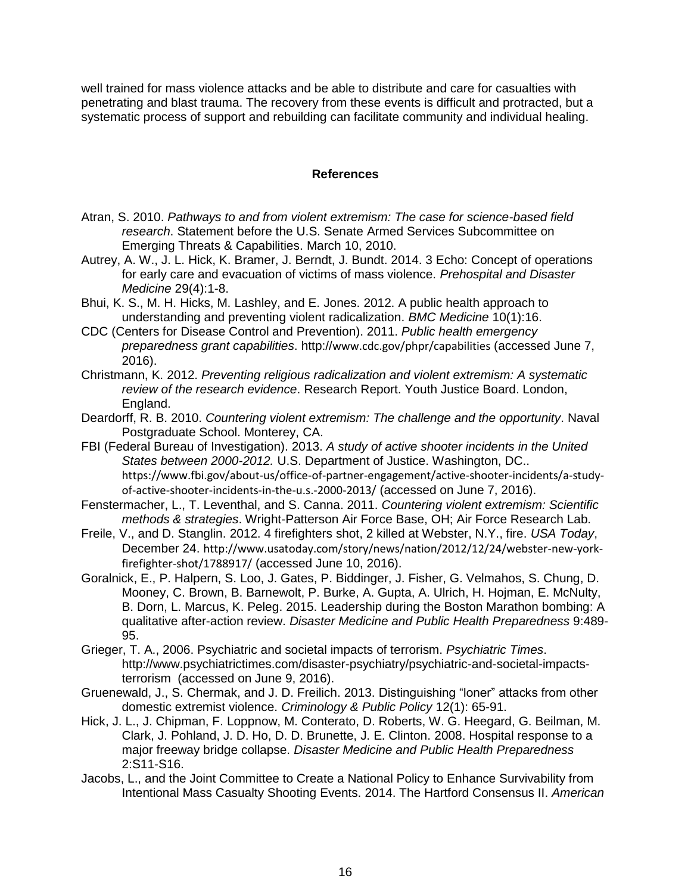well trained for mass violence attacks and be able to distribute and care for casualties with penetrating and blast trauma. The recovery from these events is difficult and protracted, but a systematic process of support and rebuilding can facilitate community and individual healing.

## References

Atran, S. 2010. *Pathways to and from violent extremism: The case for science-based field research*. Statement before the U.S. Senate Armed Services Subcommittee on Emerging Threats & Capabilities. March 10, 2010.

Autrey, A. W., J. L. Hick, K. Bramer, J. Berndt, J. Bundt. 2014. 3 Echo: Concept of operations for early care and evacuation of victims of mass violence. *Prehospital and Disaster Medicine* 29(4):1-8.

Bhui, K. S., M. H. Hicks, M. Lashley, and E. Jones. 2012. A public health approach to understanding and preventing violent radicalization. *BMC Medicine* 10(1):16.

CDC (Centers for Disease Control and Prevention). 2011. *Public health emergency preparedness grant capabilities*. http://www.cdc.gov/phpr/capabilities (accessed June 7, 2016).

Christmann, K. 2012. *Preventing religious radicalization and violent extremism: A systematic review of the research evidence*. Research Report. Youth Justice Board. London, England.

Deardorff, R. B. 2010. *Countering violent extremism: The challenge and the opportunity*. Naval Postgraduate School. Monterey, CA.

FBI (Federal Bureau of Investigation). 2013. *A study of active shooter incidents in the United States between 2000-2012.* U.S. Department of Justice. Washington, DC.. https://www.fbi.gov/about-us/office-of-partner-engagement/active-shooter-incidents/a-study-of-active-shooter-incidents-in-the-u.s.-2000-2013/ (accessed on June 7, 2016).

Fenstermacher, L., T. Leventhal, and S. Canna. 2011. *Countering violent extremism: Scientific methods & strategies*. Wright-Patterson Air Force Base, OH; Air Force Research Lab.

Freile, V., and D. Stanglin. 2012. 4 firefighters shot, 2 killed at Webster, N.Y., fire. *USA Today*, December 24. http://www.usatoday.com/story/news/nation/2012/12/24/webster-new-york-firefighter-shot/1788917/ (accessed June 10, 2016).

Goralnick, E., P. Halpern, S. Loo, J. Gates, P. Biddinger, J. Fisher, G. Velmahos, S. Chung, D. Mooney, C. Brown, B. Barnewolt, P. Burke, A. Gupta, A. Ulrich, H. Hojman, E. McNulty, B. Dorn, L. Marcus, K. Peleg. 2015. Leadership during the Boston Marathon bombing: A qualitative after-action review. *Disaster Medicine and Public Health Preparedness* 9:489-95.

Grieger, T. A., 2006. Psychiatric and societal impacts of terrorism. *Psychiatric Times*. http://www.psychiatrictimes.com/disaster-psychiatry/psychiatric-and-societal-impacts-terrorism (accessed on June 9, 2016).

Gruenewald, J., S. Chermak, and J. D. Freilich. 2013. Distinguishing "loner" attacks from other domestic extremist violence. *Criminology & Public Policy* 12(1): 65-91.

Hick, J. L., J. Chipman, F. Loppnow, M. Conterato, D. Roberts, W. G. Heegard, G. Beilman, M. Clark, J. Pohland, J. D. Ho, D. D. Brunette, J. E. Clinton. 2008. Hospital response to a major freeway bridge collapse. *Disaster Medicine and Public Health Preparedness* 2:S11-S16.

Jacobs, L., and the Joint Committee to Create a National Policy to Enhance Survivability from Intentional Mass Casualty Shooting Events. 2014. The Hartford Consensus II. *American*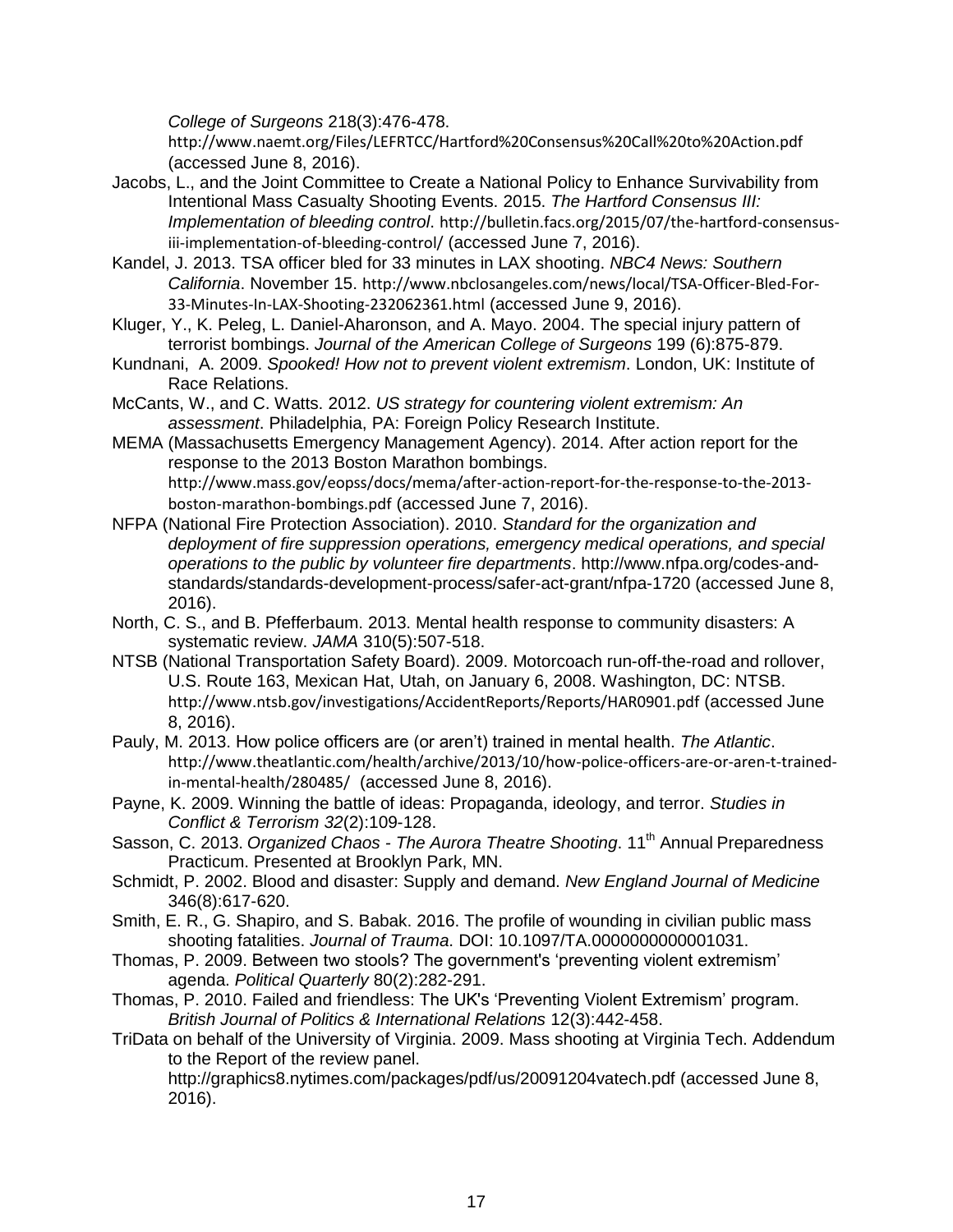*College of Surgeons* 218(3):476-478.
http://www.naemt.org/Files/LEFRTCC/Hartford%20Consensus%20Call%20to%20Action.pdf (accessed June 8, 2016).

Jacobs, L., and the Joint Committee to Create a National Policy to Enhance Survivability from Intentional Mass Casualty Shooting Events. 2015. *The Hartford Consensus III: Implementation of bleeding control*. http://bulletin.facs.org/2015/07/the-hartford-consensus-iii-implementation-of-bleeding-control/ (accessed June 7, 2016).

Kandel, J. 2013. TSA officer bled for 33 minutes in LAX shooting. *NBC4 News: Southern California*. November 15. http://www.nbclosangeles.com/news/local/TSA-Officer-Bled-For-33-Minutes-In-LAX-Shooting-232062361.html (accessed June 9, 2016).

Kluger, Y., K. Peleg, L. Daniel-Aharonson, and A. Mayo. 2004. The special injury pattern of terrorist bombings. *Journal of the American College of Surgeons* 199 (6):875-879.

Kundnani, A. 2009. *Spooked! How not to prevent violent extremism*. London, UK: Institute of Race Relations.

McCants, W., and C. Watts. 2012. *US strategy for countering violent extremism: An assessment*. Philadelphia, PA: Foreign Policy Research Institute.

MEMA (Massachusetts Emergency Management Agency). 2014. After action report for the response to the 2013 Boston Marathon bombings. http://www.mass.gov/eopss/docs/mema/after-action-report-for-the-response-to-the-2013-boston-marathon-bombings.pdf (accessed June 7, 2016).

NFPA (National Fire Protection Association). 2010. *Standard for the organization and deployment of fire suppression operations, emergency medical operations, and special operations to the public by volunteer fire departments*. http://www.nfpa.org/codes-and-standards/standards-development-process/safer-act-grant/nfpa-1720 (accessed June 8, 2016).

North, C. S., and B. Pfefferbaum. 2013. Mental health response to community disasters: A systematic review. *JAMA* 310(5):507-518.

NTSB (National Transportation Safety Board). 2009. Motorcoach run-off-the-road and rollover, U.S. Route 163, Mexican Hat, Utah, on January 6, 2008. Washington, DC: NTSB. http://www.ntsb.gov/investigations/AccidentReports/Reports/HAR0901.pdf (accessed June 8, 2016).

Pauly, M. 2013. How police officers are (or aren't) trained in mental health. *The Atlantic*. http://www.theatlantic.com/health/archive/2013/10/how-police-officers-are-or-aren-t-trained-in-mental-health/280485/ (accessed June 8, 2016).

Payne, K. 2009. Winning the battle of ideas: Propaganda, ideology, and terror. *Studies in Conflict & Terrorism 32*(2):109-128.

Sasson, C. 2013. *Organized Chaos - The Aurora Theatre Shooting*. 11th Annual Preparedness Practicum. Presented at Brooklyn Park, MN.

Schmidt, P. 2002. Blood and disaster: Supply and demand. *New England Journal of Medicine* 346(8):617-620.

Smith, E. R., G. Shapiro, and S. Babak. 2016. The profile of wounding in civilian public mass shooting fatalities. *Journal of Trauma*. DOI: 10.1097/TA.0000000000001031.

Thomas, P. 2009. Between two stools? The government's 'preventing violent extremism' agenda. *Political Quarterly* 80(2):282-291.

Thomas, P. 2010. Failed and friendless: The UK's 'Preventing Violent Extremism' program. *British Journal of Politics & International Relations* 12(3):442-458.

TriData on behalf of the University of Virginia. 2009. Mass shooting at Virginia Tech. Addendum to the Report of the review panel. http://graphics8.nytimes.com/packages/pdf/us/20091204vatech.pdf (accessed June 8, 2016).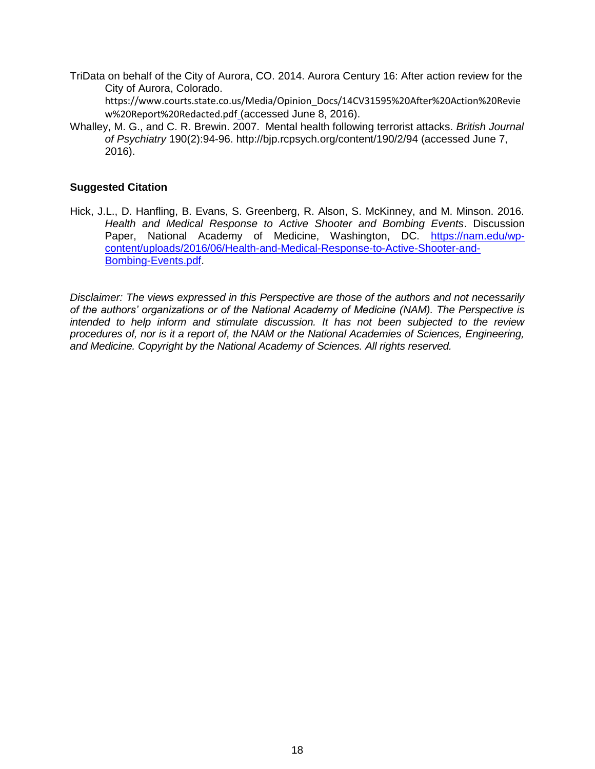TriData on behalf of the City of Aurora, CO. 2014. Aurora Century 16: After action review for the City of Aurora, Colorado. https://www.courts.state.co.us/Media/Opinion_Docs/14CV31595%20After%20Action%20Review%20Report%20Redacted.pdf (accessed June 8, 2016).

Whalley, M. G., and C. R. Brewin. 2007. Mental health following terrorist attacks. *British Journal of Psychiatry* 190(2):94-96. http://bjp.rcpsych.org/content/190/2/94 (accessed June 7, 2016).

**Suggested Citation**

Hick, J.L., D. Hanfling, B. Evans, S. Greenberg, R. Alson, S. McKinney, and M. Minson. 2016. *Health and Medical Response to Active Shooter and Bombing Events*. Discussion Paper, National Academy of Medicine, Washington, DC. https://nam.edu/wp-content/uploads/2016/06/Health-and-Medical-Response-to-Active-Shooter-and-Bombing-Events.pdf.

*Disclaimer: The views expressed in this Perspective are those of the authors and not necessarily of the authors' organizations or of the National Academy of Medicine (NAM). The Perspective is intended to help inform and stimulate discussion. It has not been subjected to the review procedures of, nor is it a report of, the NAM or the National Academies of Sciences, Engineering, and Medicine. Copyright by the National Academy of Sciences. All rights reserved.*